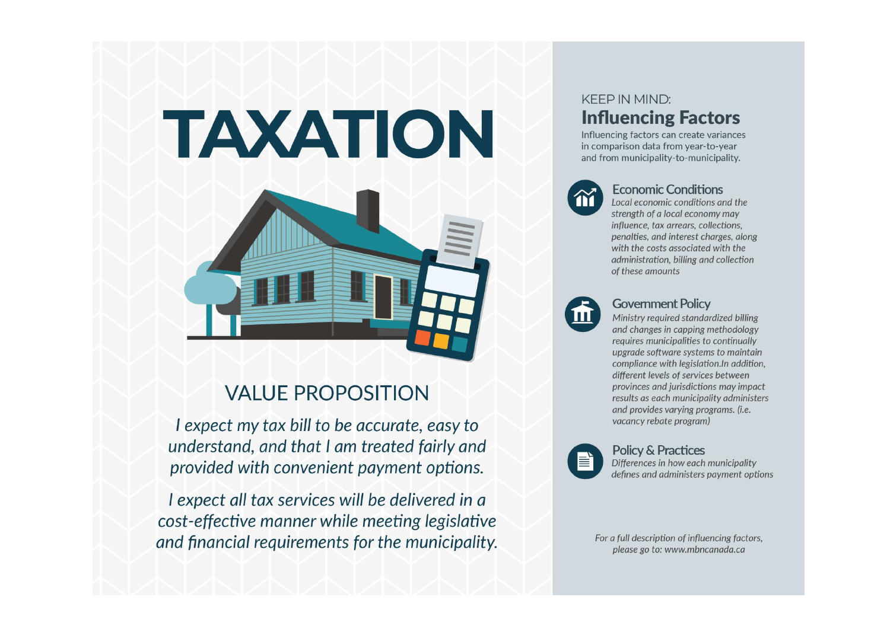# TAXATION

## VALUE PROPOSITION

*I expect my tax bill to be accurate, easy to understand, and that I am treated fairly and provided with convenient payment options.*

*I expect all tax services will be delivered in a cost-effective manner while meeting legislative and financial requirements for the municipality.*

KEEP IN MIND:

## Influencing Factors

Influencing factors can create variances in comparison data from year-to-year and from municipality-to-municipality.

### Economic Conditions

*Local economic conditions and the strength of a local economy may influence, tax arrears, collections, penalties, and interest charges, along with the costs associated with the administration, billing and collection of these amounts*

### Government Policy

*Ministry required standardized billing and changes in capping methodology requires municipalities to continually upgrade software systems to maintain compliance with legislation.In addition, different levels of services between provinces and jurisdictions may impact results as each municipality administers and provides varying programs. (i.e. vacancy rebate program)*

### Policy & Practices

*Differences in how each municipality defines and administers payment options*

*For a full description of influencing factors, please go to: www.mbncanada.ca*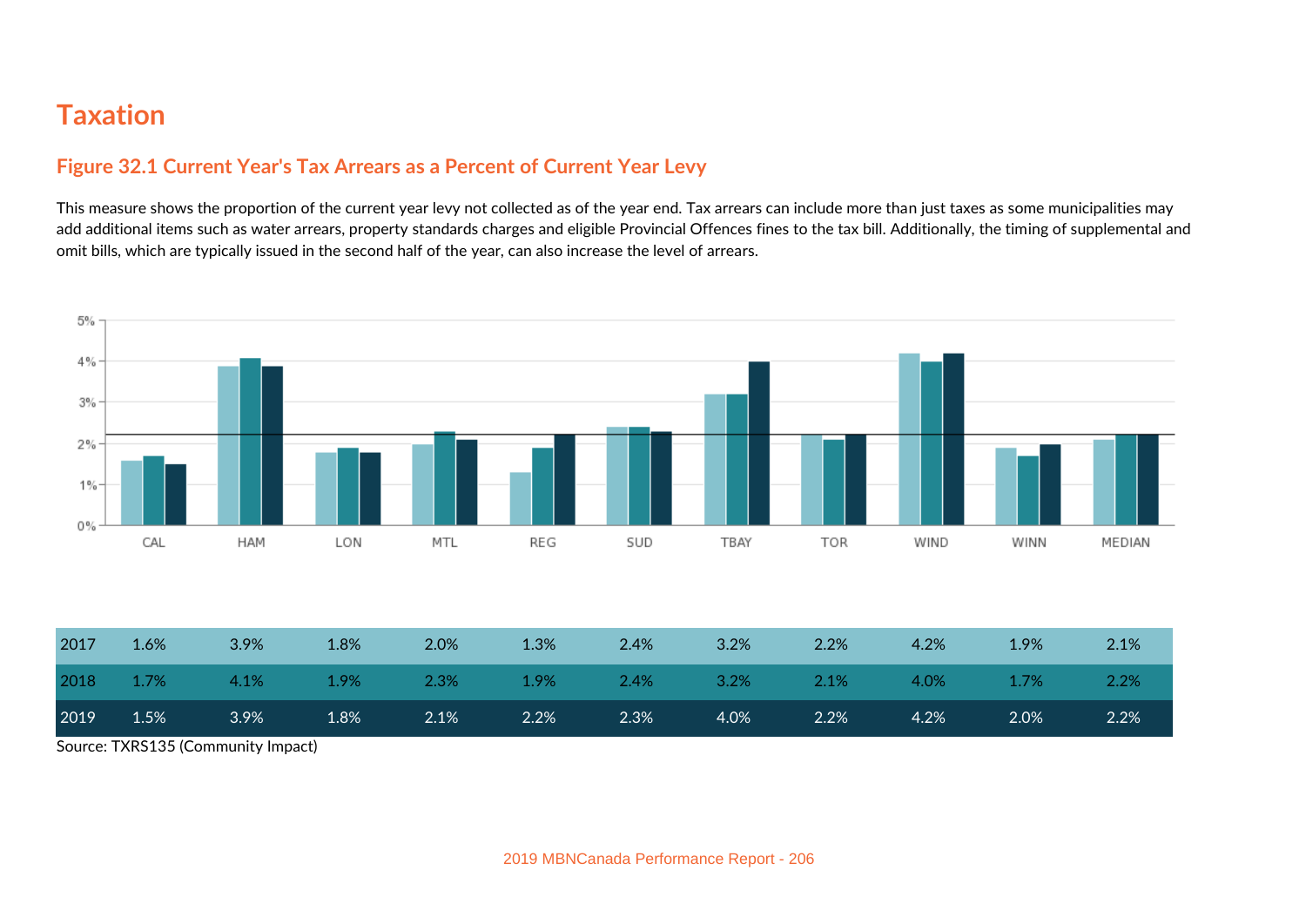# Taxation

## Figure 32.1 Current Year's Tax Arrears as a Percent of Current Year Levy

This measure shows the proportion of the current year levy not collected as of the year end. Tax arrears can include more than just taxes as some municipalities may add additional items such as water arrears, property standards charges and eligible Provincial Offences fines to the tax bill. Additionally, the timing of supplemental and omit bills, which are typically issued in the second half of the year, can also increase the level of arrears.

| | CAL | HAM | LON | MTL | REG | SUD | TBAY | TOR | WIND | WINN | MEDIAN |
|---|---|---|---|---|---|---|---|---|---|---|---|
| 2017 | 1.6% | 3.9% | 1.8% | 2.0% | 1.3% | 2.4% | 3.2% | 2.2% | 4.2% | 1.9% | 2.1% |
| 2018 | 1.7% | 4.1% | 1.9% | 2.3% | 1.9% | 2.4% | 3.2% | 2.1% | 4.0% | 1.7% | 2.2% |
| 2019 | 1.5% | 3.9% | 1.8% | 2.1% | 2.2% | 2.3% | 4.0% | 2.2% | 4.2% | 2.0% | 2.2% |

Source: TXRS135 (Community Impact)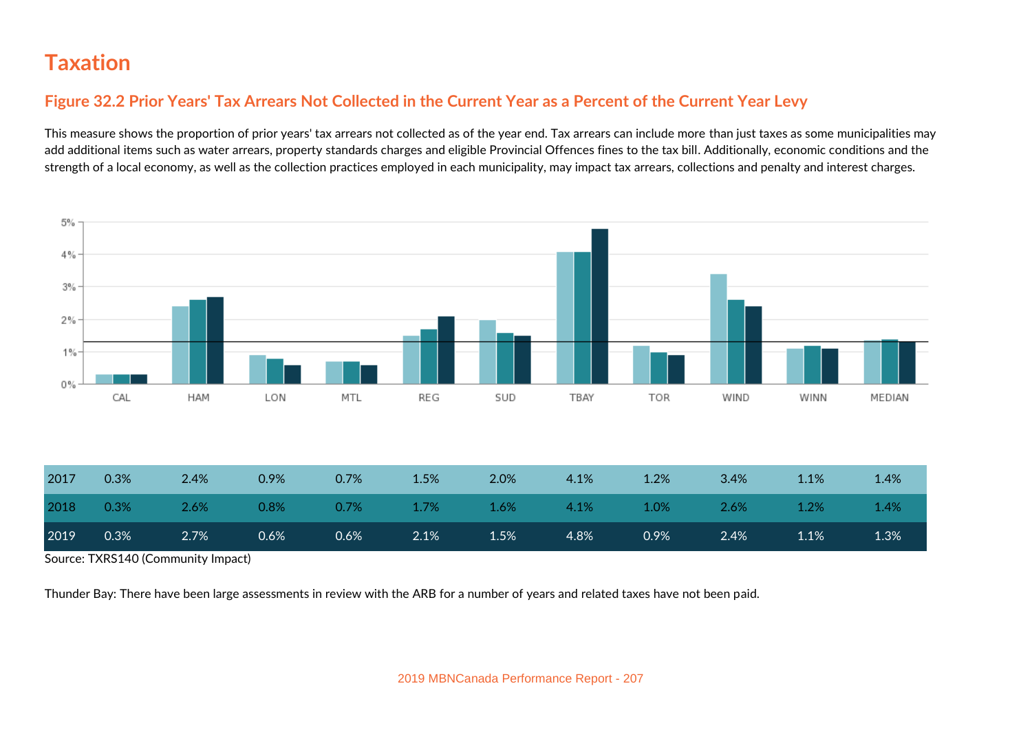# Taxation

## Figure 32.2 Prior Years' Tax Arrears Not Collected in the Current Year as a Percent of the Current Year Levy

This measure shows the proportion of prior years' tax arrears not collected as of the year end. Tax arrears can include more than just taxes as some municipalities may add additional items such as water arrears, property standards charges and eligible Provincial Offences fines to the tax bill. Additionally, economic conditions and the strength of a local economy, as well as the collection practices employed in each municipality, may impact tax arrears, collections and penalty and interest charges.

| | CAL | HAM | LON | MTL | REG | SUD | TBAY | TOR | WIND | WINN | MEDIAN |
|---|---|---|---|---|---|---|---|---|---|---|---|
| 2017 | 0.3% | 2.4% | 0.9% | 0.7% | 1.5% | 2.0% | 4.1% | 1.2% | 3.4% | 1.1% | 1.4% |
| 2018 | 0.3% | 2.6% | 0.8% | 0.7% | 1.7% | 1.6% | 4.1% | 1.0% | 2.6% | 1.2% | 1.4% |
| 2019 | 0.3% | 2.7% | 0.6% | 0.6% | 2.1% | 1.5% | 4.8% | 0.9% | 2.4% | 1.1% | 1.3% |

Source: TXRS140 (Community Impact)

Thunder Bay: There have been large assessments in review with the ARB for a number of years and related taxes have not been paid.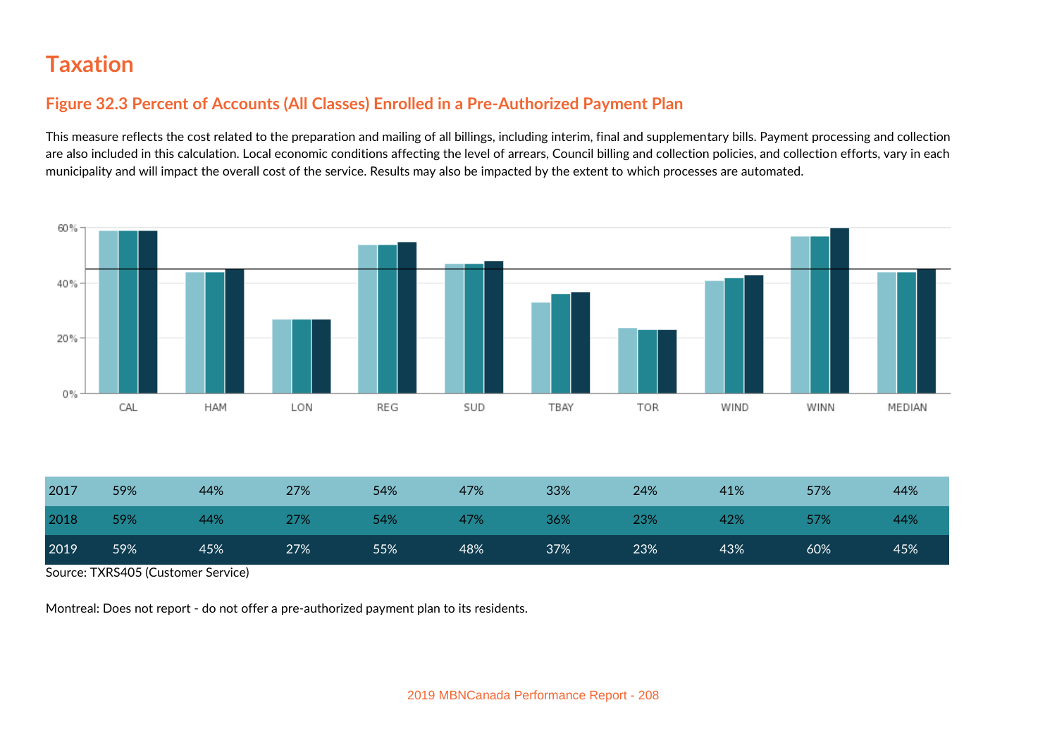# Taxation

## Figure 32.3 Percent of Accounts (All Classes) Enrolled in a Pre-Authorized Payment Plan

This measure reflects the cost related to the preparation and mailing of all billings, including interim, final and supplementary bills. Payment processing and collection are also included in this calculation. Local economic conditions affecting the level of arrears, Council billing and collection policies, and collection efforts, vary in each municipality and will impact the overall cost of the service. Results may also be impacted by the extent to which processes are automated.

| | CAL | HAM | LON | REG | SUD | TBAY | TOR | WIND | WINN | MEDIAN |
|---|---|---|---|---|---|---|---|---|---|---|
| 2017 | 59% | 44% | 27% | 54% | 47% | 33% | 24% | 41% | 57% | 44% |
| 2018 | 59% | 44% | 27% | 54% | 47% | 36% | 23% | 42% | 57% | 44% |
| 2019 | 59% | 45% | 27% | 55% | 48% | 37% | 23% | 43% | 60% | 45% |

Source: TXRS405 (Customer Service)

Montreal: Does not report - do not offer a pre-authorized payment plan to its residents.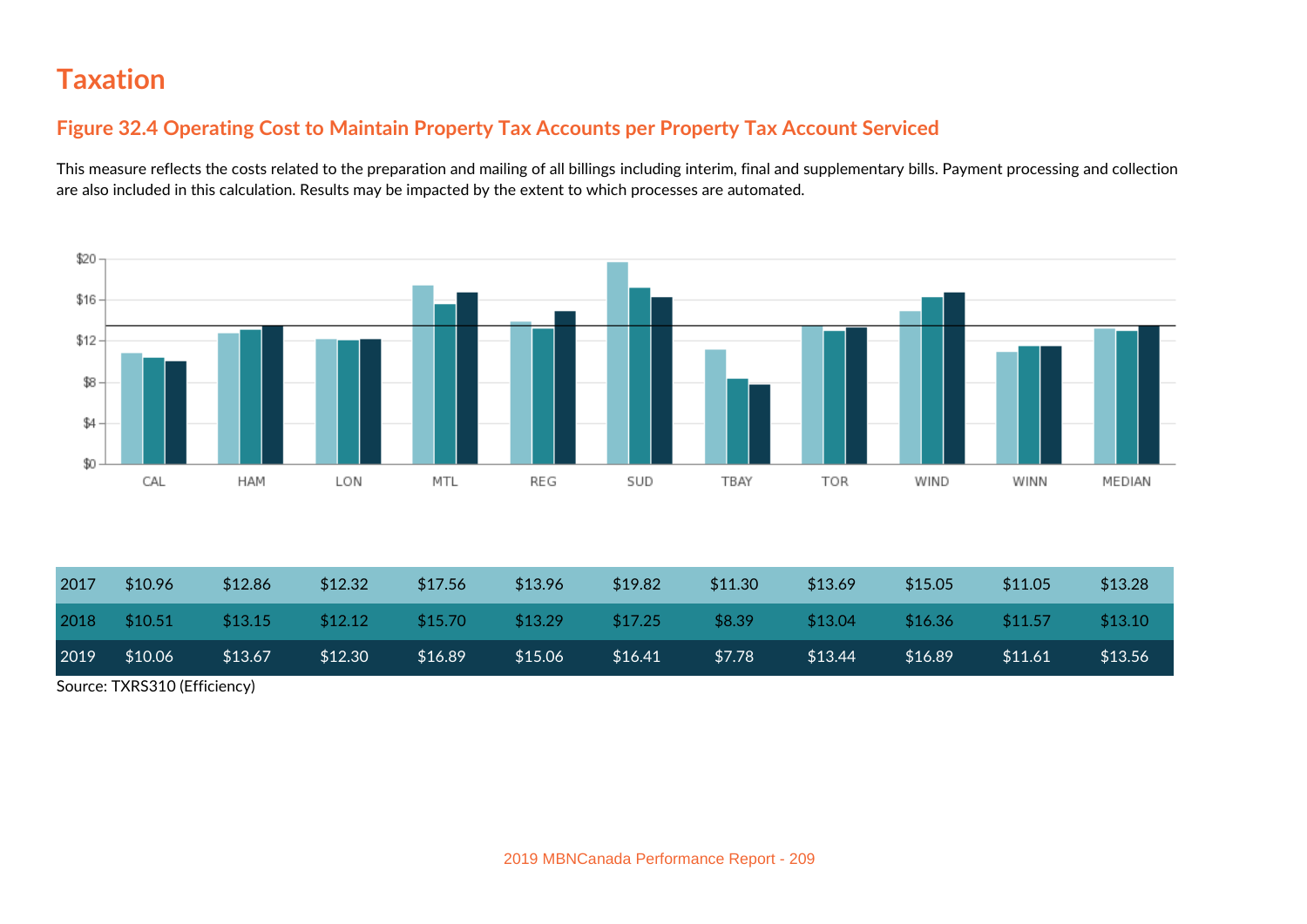# Taxation

## Figure 32.4 Operating Cost to Maintain Property Tax Accounts per Property Tax Account Serviced

This measure reflects the costs related to the preparation and mailing of all billings including interim, final and supplementary bills. Payment processing and collection are also included in this calculation. Results may be impacted by the extent to which processes are automated.

| | CAL | HAM | LON | MTL | REG | SUD | TBAY | TOR | WIND | WINN | MEDIAN |
|---|---|---|---|---|---|---|---|---|---|---|---|
| 2017 | $10.96 | $12.86 | $12.32 | $17.56 | $13.96 | $19.82 | $11.30 | $13.69 | $15.05 | $11.05 | $13.28 |
| 2018 | $10.51 | $13.15 | $12.12 | $15.70 | $13.29 | $17.25 | $8.39 | $13.04 | $16.36 | $11.57 | $13.10 |
| 2019 | $10.06 | $13.67 | $12.30 | $16.89 | $15.06 | $16.41 | $7.78 | $13.44 | $16.89 | $11.61 | $13.56 |

Source: TXRS310 (Efficiency)